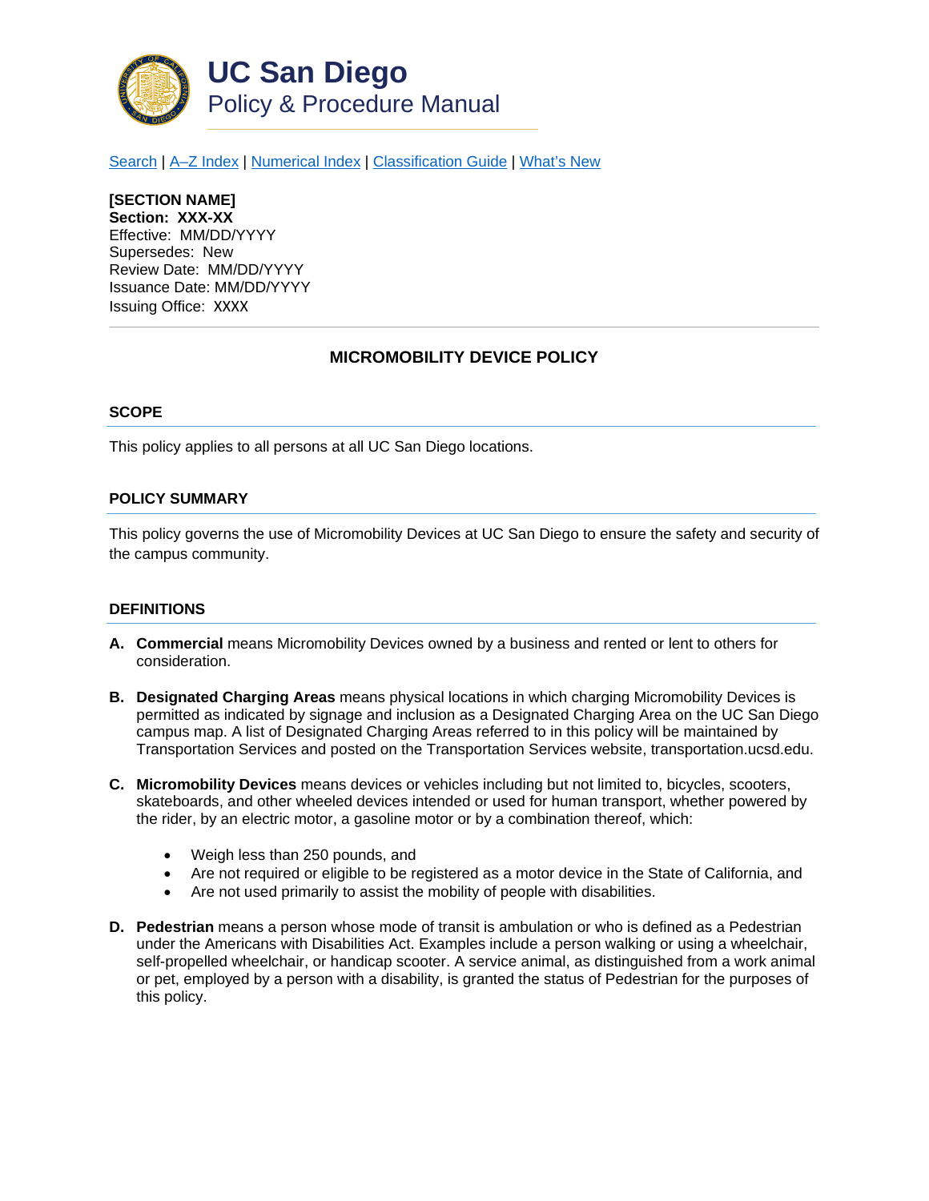# UC San Diego

## Policy & Procedure Manual

Search | A–Z Index | Numerical Index | Classification Guide | What's New

**[SECTION NAME]**
**Section: XXX-XX**
Effective: MM/DD/YYYY
Supersedes: New
Review Date: MM/DD/YYYY
Issuance Date: MM/DD/YYYY
Issuing Office: XXXX

---

## MICROMOBILITY DEVICE POLICY

### SCOPE

This policy applies to all persons at all UC San Diego locations.

### POLICY SUMMARY

This policy governs the use of Micromobility Devices at UC San Diego to ensure the safety and security of the campus community.

### DEFINITIONS

**A. Commercial** means Micromobility Devices owned by a business and rented or lent to others for consideration.

**B. Designated Charging Areas** means physical locations in which charging Micromobility Devices is permitted as indicated by signage and inclusion as a Designated Charging Area on the UC San Diego campus map. A list of Designated Charging Areas referred to in this policy will be maintained by Transportation Services and posted on the Transportation Services website, transportation.ucsd.edu.

**C. Micromobility Devices** means devices or vehicles including but not limited to, bicycles, scooters, skateboards, and other wheeled devices intended or used for human transport, whether powered by the rider, by an electric motor, a gasoline motor or by a combination thereof, which:

- Weigh less than 250 pounds, and
- Are not required or eligible to be registered as a motor device in the State of California, and
- Are not used primarily to assist the mobility of people with disabilities.

**D. Pedestrian** means a person whose mode of transit is ambulation or who is defined as a Pedestrian under the Americans with Disabilities Act. Examples include a person walking or using a wheelchair, self-propelled wheelchair, or handicap scooter. A service animal, as distinguished from a work animal or pet, employed by a person with a disability, is granted the status of Pedestrian for the purposes of this policy.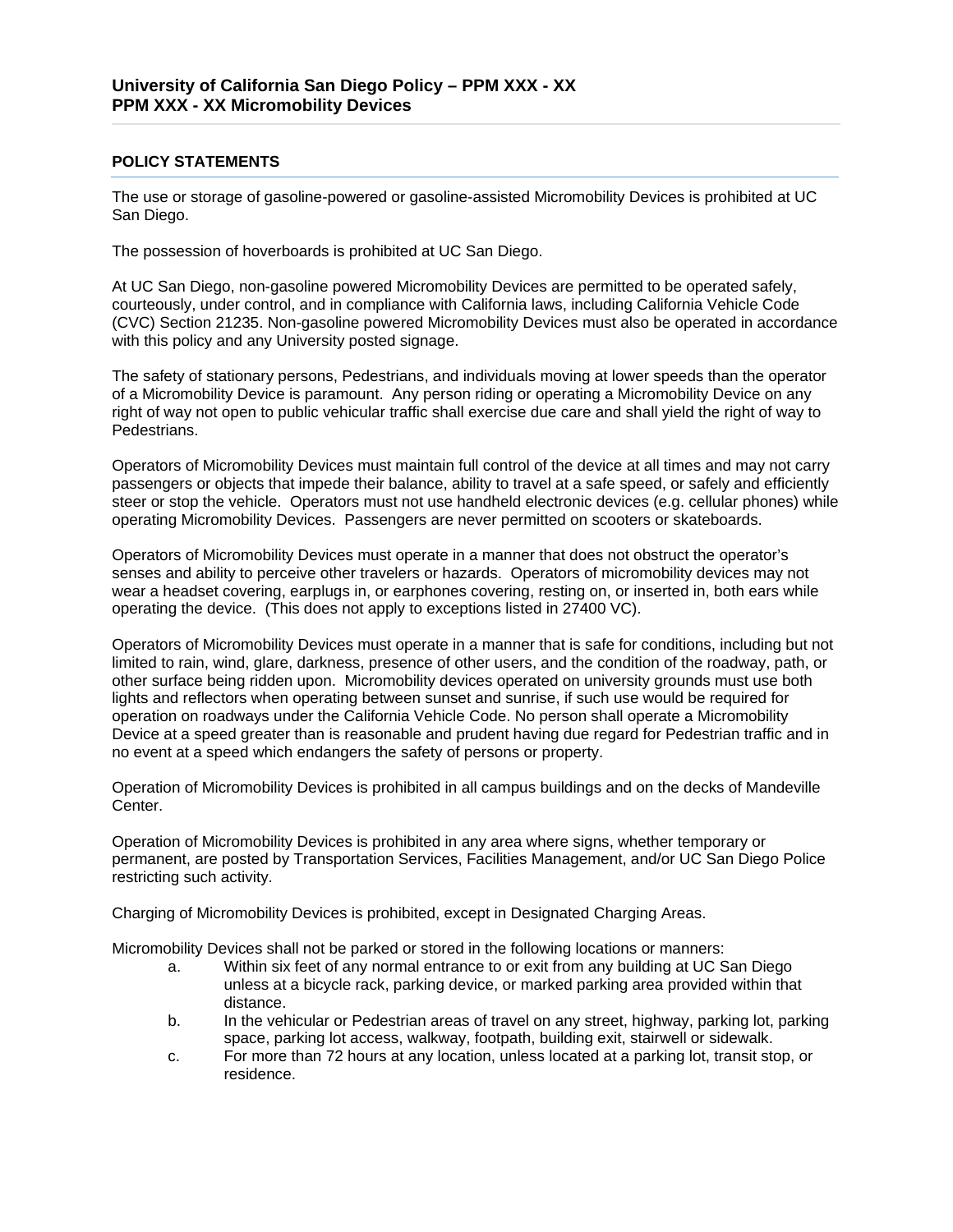## University of California San Diego Policy – PPM XXX - XX
## PPM XXX - XX Micromobility Devices

### POLICY STATEMENTS

The use or storage of gasoline-powered or gasoline-assisted Micromobility Devices is prohibited at UC San Diego.

The possession of hoverboards is prohibited at UC San Diego.

At UC San Diego, non-gasoline powered Micromobility Devices are permitted to be operated safely, courteously, under control, and in compliance with California laws, including California Vehicle Code (CVC) Section 21235. Non-gasoline powered Micromobility Devices must also be operated in accordance with this policy and any University posted signage.

The safety of stationary persons, Pedestrians, and individuals moving at lower speeds than the operator of a Micromobility Device is paramount. Any person riding or operating a Micromobility Device on any right of way not open to public vehicular traffic shall exercise due care and shall yield the right of way to Pedestrians.

Operators of Micromobility Devices must maintain full control of the device at all times and may not carry passengers or objects that impede their balance, ability to travel at a safe speed, or safely and efficiently steer or stop the vehicle. Operators must not use handheld electronic devices (e.g. cellular phones) while operating Micromobility Devices. Passengers are never permitted on scooters or skateboards.

Operators of Micromobility Devices must operate in a manner that does not obstruct the operator's senses and ability to perceive other travelers or hazards. Operators of micromobility devices may not wear a headset covering, earplugs in, or earphones covering, resting on, or inserted in, both ears while operating the device. (This does not apply to exceptions listed in 27400 VC).

Operators of Micromobility Devices must operate in a manner that is safe for conditions, including but not limited to rain, wind, glare, darkness, presence of other users, and the condition of the roadway, path, or other surface being ridden upon. Micromobility devices operated on university grounds must use both lights and reflectors when operating between sunset and sunrise, if such use would be required for operation on roadways under the California Vehicle Code. No person shall operate a Micromobility Device at a speed greater than is reasonable and prudent having due regard for Pedestrian traffic and in no event at a speed which endangers the safety of persons or property.

Operation of Micromobility Devices is prohibited in all campus buildings and on the decks of Mandeville Center.

Operation of Micromobility Devices is prohibited in any area where signs, whether temporary or permanent, are posted by Transportation Services, Facilities Management, and/or UC San Diego Police restricting such activity.

Charging of Micromobility Devices is prohibited, except in Designated Charging Areas.

Micromobility Devices shall not be parked or stored in the following locations or manners:

a. Within six feet of any normal entrance to or exit from any building at UC San Diego unless at a bicycle rack, parking device, or marked parking area provided within that distance.
b. In the vehicular or Pedestrian areas of travel on any street, highway, parking lot, parking space, parking lot access, walkway, footpath, building exit, stairwell or sidewalk.
c. For more than 72 hours at any location, unless located at a parking lot, transit stop, or residence.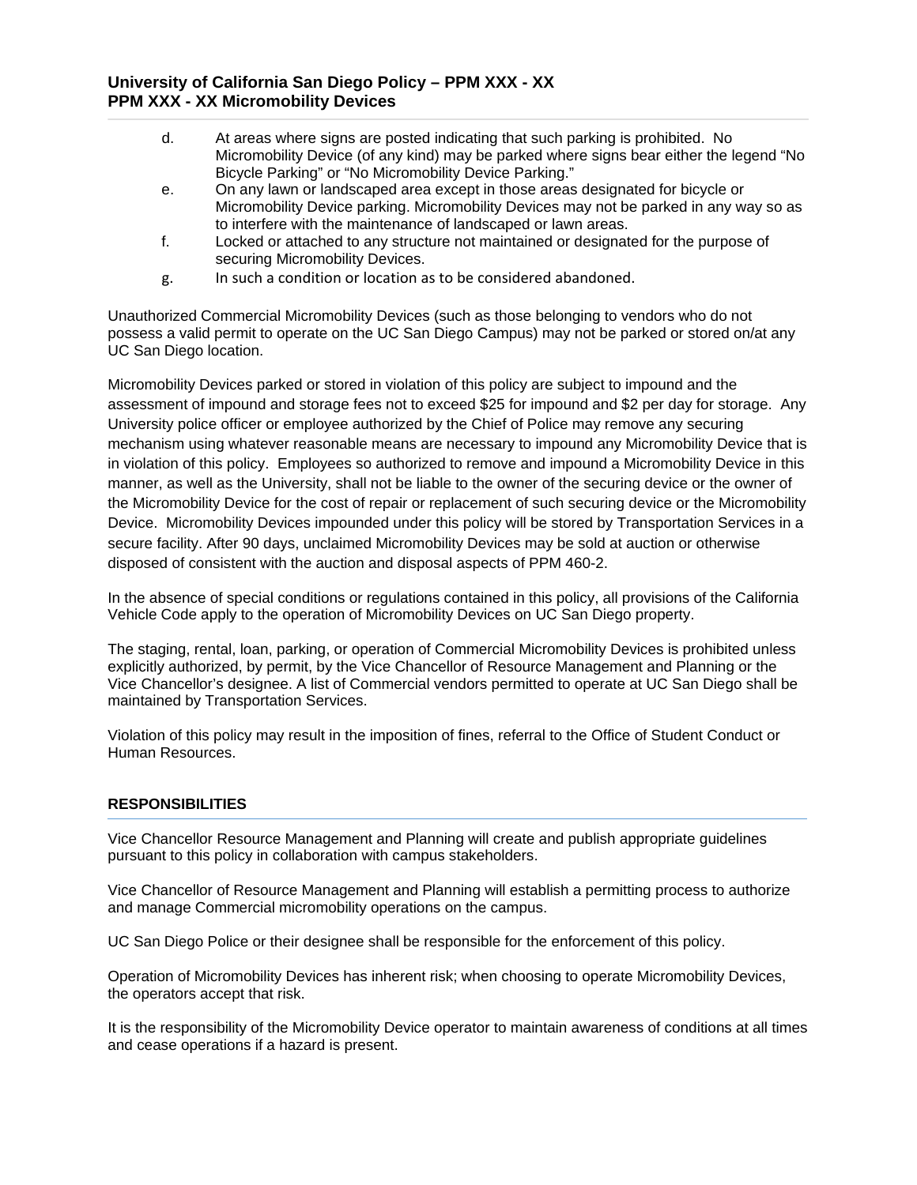d. At areas where signs are posted indicating that such parking is prohibited. No Micromobility Device (of any kind) may be parked where signs bear either the legend "No Bicycle Parking" or "No Micromobility Device Parking."

e. On any lawn or landscaped area except in those areas designated for bicycle or Micromobility Device parking. Micromobility Devices may not be parked in any way so as to interfere with the maintenance of landscaped or lawn areas.

f. Locked or attached to any structure not maintained or designated for the purpose of securing Micromobility Devices.

g. In such a condition or location as to be considered abandoned.

Unauthorized Commercial Micromobility Devices (such as those belonging to vendors who do not possess a valid permit to operate on the UC San Diego Campus) may not be parked or stored on/at any UC San Diego location.

Micromobility Devices parked or stored in violation of this policy are subject to impound and the assessment of impound and storage fees not to exceed $25 for impound and $2 per day for storage. Any University police officer or employee authorized by the Chief of Police may remove any securing mechanism using whatever reasonable means are necessary to impound any Micromobility Device that is in violation of this policy. Employees so authorized to remove and impound a Micromobility Device in this manner, as well as the University, shall not be liable to the owner of the securing device or the owner of the Micromobility Device for the cost of repair or replacement of such securing device or the Micromobility Device. Micromobility Devices impounded under this policy will be stored by Transportation Services in a secure facility. After 90 days, unclaimed Micromobility Devices may be sold at auction or otherwise disposed of consistent with the auction and disposal aspects of PPM 460-2.

In the absence of special conditions or regulations contained in this policy, all provisions of the California Vehicle Code apply to the operation of Micromobility Devices on UC San Diego property.

The staging, rental, loan, parking, or operation of Commercial Micromobility Devices is prohibited unless explicitly authorized, by permit, by the Vice Chancellor of Resource Management and Planning or the Vice Chancellor's designee. A list of Commercial vendors permitted to operate at UC San Diego shall be maintained by Transportation Services.

Violation of this policy may result in the imposition of fines, referral to the Office of Student Conduct or Human Resources.

## RESPONSIBILITIES

Vice Chancellor Resource Management and Planning will create and publish appropriate guidelines pursuant to this policy in collaboration with campus stakeholders.

Vice Chancellor of Resource Management and Planning will establish a permitting process to authorize and manage Commercial micromobility operations on the campus.

UC San Diego Police or their designee shall be responsible for the enforcement of this policy.

Operation of Micromobility Devices has inherent risk; when choosing to operate Micromobility Devices, the operators accept that risk.

It is the responsibility of the Micromobility Device operator to maintain awareness of conditions at all times and cease operations if a hazard is present.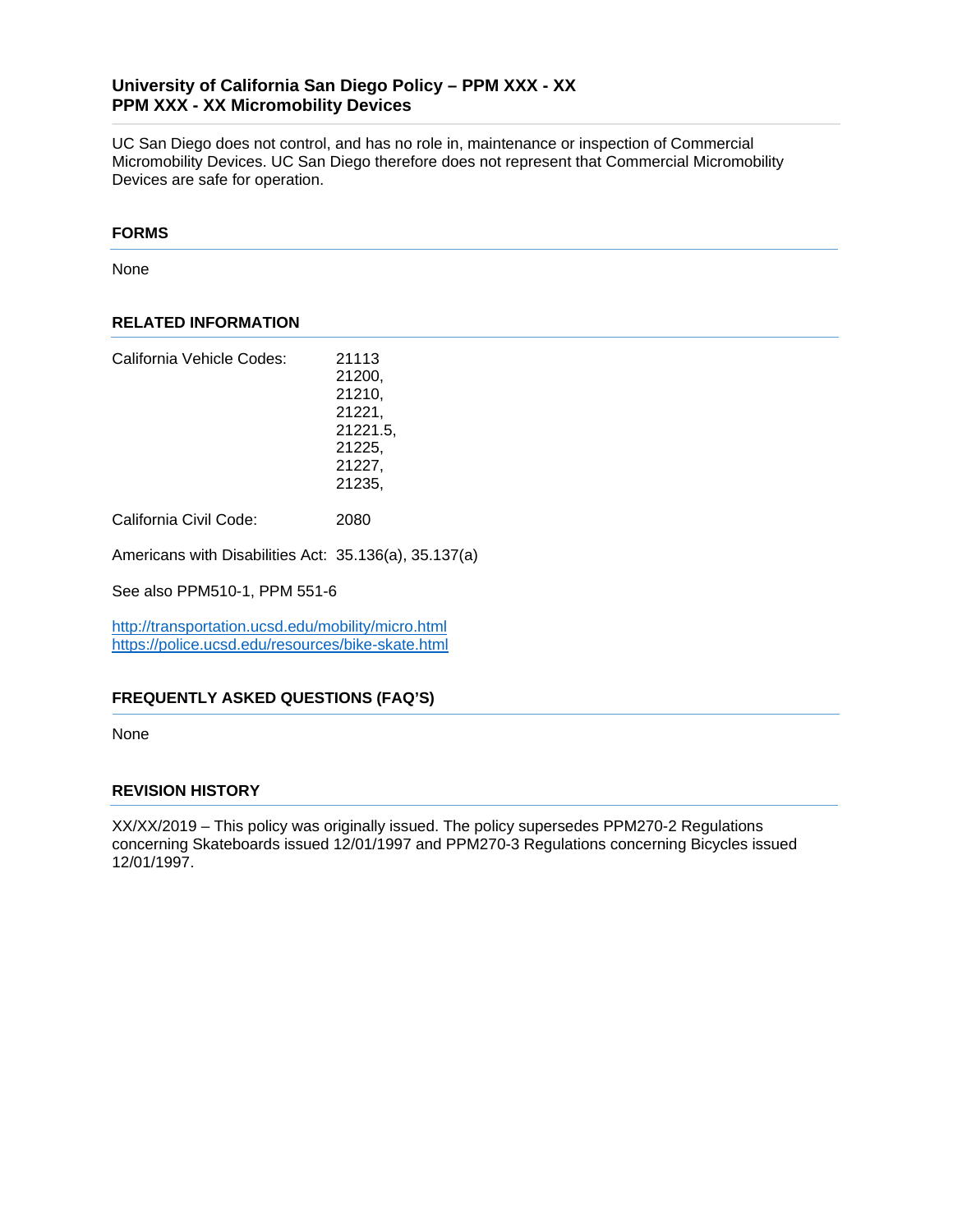**University of California San Diego Policy – PPM XXX - XX**
**PPM XXX - XX Micromobility Devices**

UC San Diego does not control, and has no role in, maintenance or inspection of Commercial Micromobility Devices. UC San Diego therefore does not represent that Commercial Micromobility Devices are safe for operation.

## FORMS

None

## RELATED INFORMATION

| | |
|---|---|
| California Vehicle Codes: | 21113<br>21200,<br>21210,<br>21221,<br>21221.5,<br>21225,<br>21227,<br>21235, |
| California Civil Code: | 2080 |
| Americans with Disabilities Act: | 35.136(a), 35.137(a) |

See also PPM510-1, PPM 551-6

http://transportation.ucsd.edu/mobility/micro.html
https://police.ucsd.edu/resources/bike-skate.html

## FREQUENTLY ASKED QUESTIONS (FAQ'S)

None

## REVISION HISTORY

XX/XX/2019 – This policy was originally issued. The policy supersedes PPM270-2 Regulations concerning Skateboards issued 12/01/1997 and PPM270-3 Regulations concerning Bicycles issued 12/01/1997.